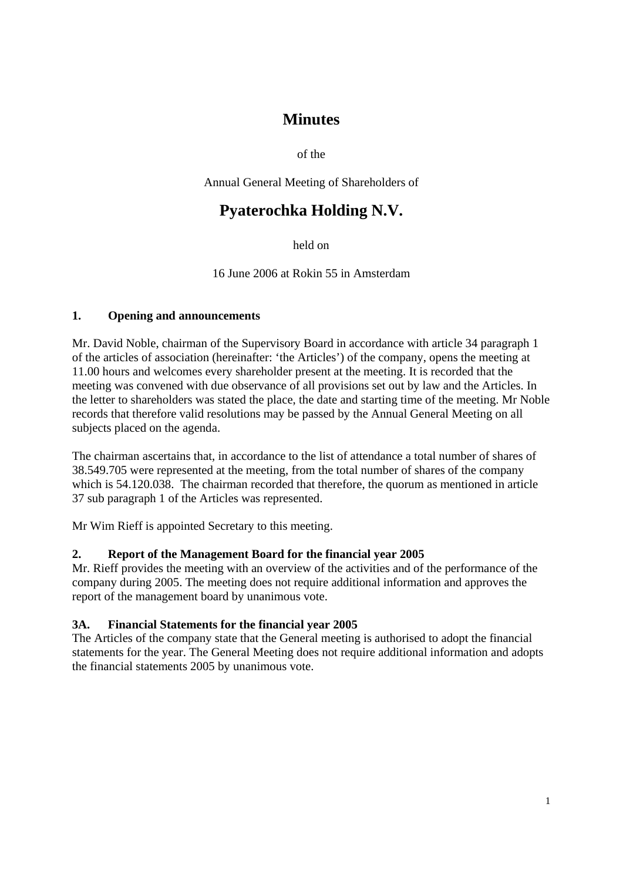# Minutes

of the

Annual General Meeting of Shareholders of

# Pyaterochka Holding N.V.

held on

16 June 2006 at Rokin 55 in Amsterdam

### 1. Opening and announcements

Mr. David Noble, chairman of the Supervisory Board in accordance with article 34 paragraph 1 of the articles of association (hereinafter: 'the Articles') of the company, opens the meeting at 11.00 hours and welcomes every shareholder present at the meeting. It is recorded that the meeting was convened with due observance of all provisions set out by law and the Articles. In the letter to shareholders was stated the place, the date and starting time of the meeting. Mr Noble records that therefore valid resolutions may be passed by the Annual General Meeting on all subjects placed on the agenda.

The chairman ascertains that, in accordance to the list of attendance a total number of shares of 38.549.705 were represented at the meeting, from the total number of shares of the company which is 54.120.038. The chairman recorded that therefore, the quorum as mentioned in article 37 sub paragraph 1 of the Articles was represented.

Mr Wim Rieff is appointed Secretary to this meeting.

### 2. Report of the Management Board for the financial year 2005

Mr. Rieff provides the meeting with an overview of the activities and of the performance of the company during 2005. The meeting does not require additional information and approves the report of the management board by unanimous vote.

### 3A. Financial Statements for the financial year 2005

The Articles of the company state that the General meeting is authorised to adopt the financial statements for the year. The General Meeting does not require additional information and adopts the financial statements 2005 by unanimous vote.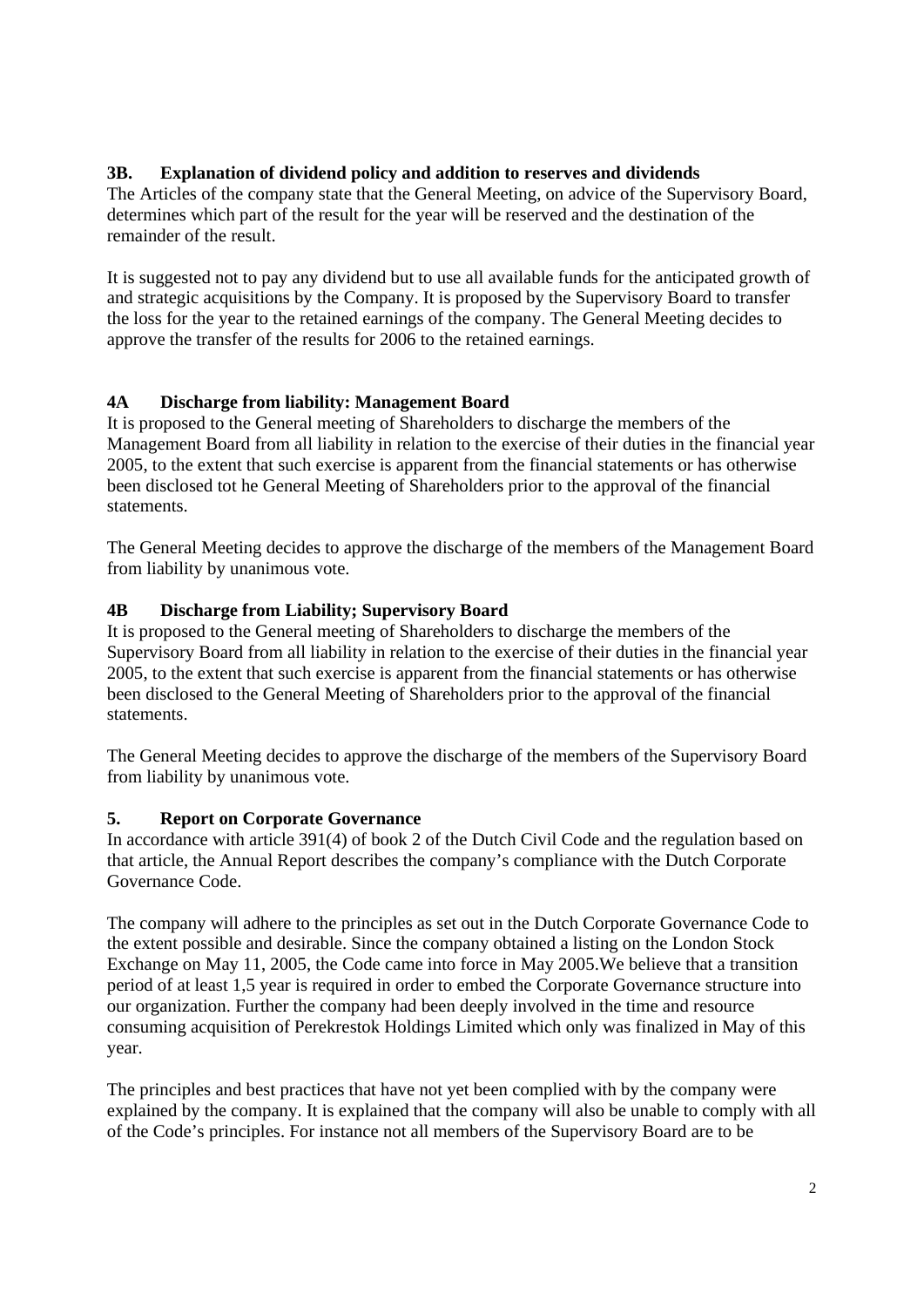### 3B. Explanation of dividend policy and addition to reserves and dividends

The Articles of the company state that the General Meeting, on advice of the Supervisory Board, determines which part of the result for the year will be reserved and the destination of the remainder of the result.

It is suggested not to pay any dividend but to use all available funds for the anticipated growth of and strategic acquisitions by the Company. It is proposed by the Supervisory Board to transfer the loss for the year to the retained earnings of the company. The General Meeting decides to approve the transfer of the results for 2006 to the retained earnings.

### 4A Discharge from liability: Management Board

It is proposed to the General meeting of Shareholders to discharge the members of the Management Board from all liability in relation to the exercise of their duties in the financial year 2005, to the extent that such exercise is apparent from the financial statements or has otherwise been disclosed tot he General Meeting of Shareholders prior to the approval of the financial statements.

The General Meeting decides to approve the discharge of the members of the Management Board from liability by unanimous vote.

### 4B Discharge from Liability; Supervisory Board

It is proposed to the General meeting of Shareholders to discharge the members of the Supervisory Board from all liability in relation to the exercise of their duties in the financial year 2005, to the extent that such exercise is apparent from the financial statements or has otherwise been disclosed to the General Meeting of Shareholders prior to the approval of the financial statements.

The General Meeting decides to approve the discharge of the members of the Supervisory Board from liability by unanimous vote.

### 5. Report on Corporate Governance

In accordance with article 391(4) of book 2 of the Dutch Civil Code and the regulation based on that article, the Annual Report describes the company's compliance with the Dutch Corporate Governance Code.

The company will adhere to the principles as set out in the Dutch Corporate Governance Code to the extent possible and desirable. Since the company obtained a listing on the London Stock Exchange on May 11, 2005, the Code came into force in May 2005.We believe that a transition period of at least 1,5 year is required in order to embed the Corporate Governance structure into our organization. Further the company had been deeply involved in the time and resource consuming acquisition of Perekrestok Holdings Limited which only was finalized in May of this year.

The principles and best practices that have not yet been complied with by the company were explained by the company. It is explained that the company will also be unable to comply with all of the Code's principles. For instance not all members of the Supervisory Board are to be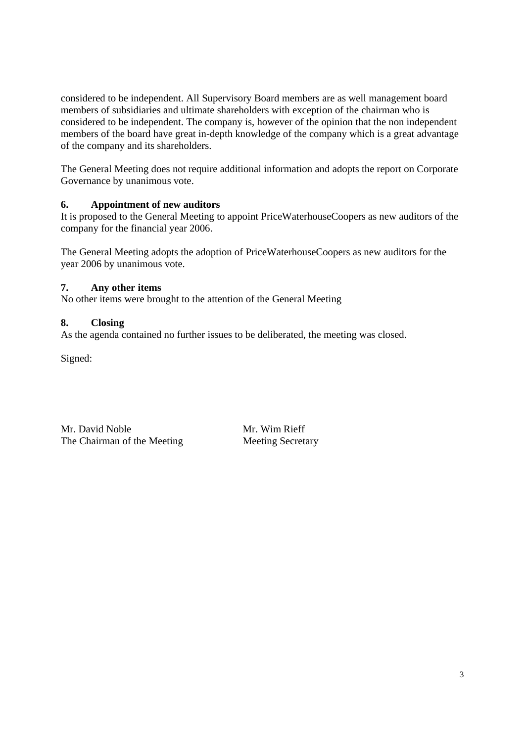considered to be independent. All Supervisory Board members are as well management board members of subsidiaries and ultimate shareholders with exception of the chairman who is considered to be independent. The company is, however of the opinion that the non independent members of the board have great in-depth knowledge of the company which is a great advantage of the company and its shareholders.

The General Meeting does not require additional information and adopts the report on Corporate Governance by unanimous vote.

**6. Appointment of new auditors**

It is proposed to the General Meeting to appoint PriceWaterhouseCoopers as new auditors of the company for the financial year 2006.

The General Meeting adopts the adoption of PriceWaterhouseCoopers as new auditors for the year 2006 by unanimous vote.

**7. Any other items**

No other items were brought to the attention of the General Meeting

**8. Closing**

As the agenda contained no further issues to be deliberated, the meeting was closed.

Signed:

| | |
|---|---|
| Mr. David Noble | Mr. Wim Rieff |
| The Chairman of the Meeting | Meeting Secretary |